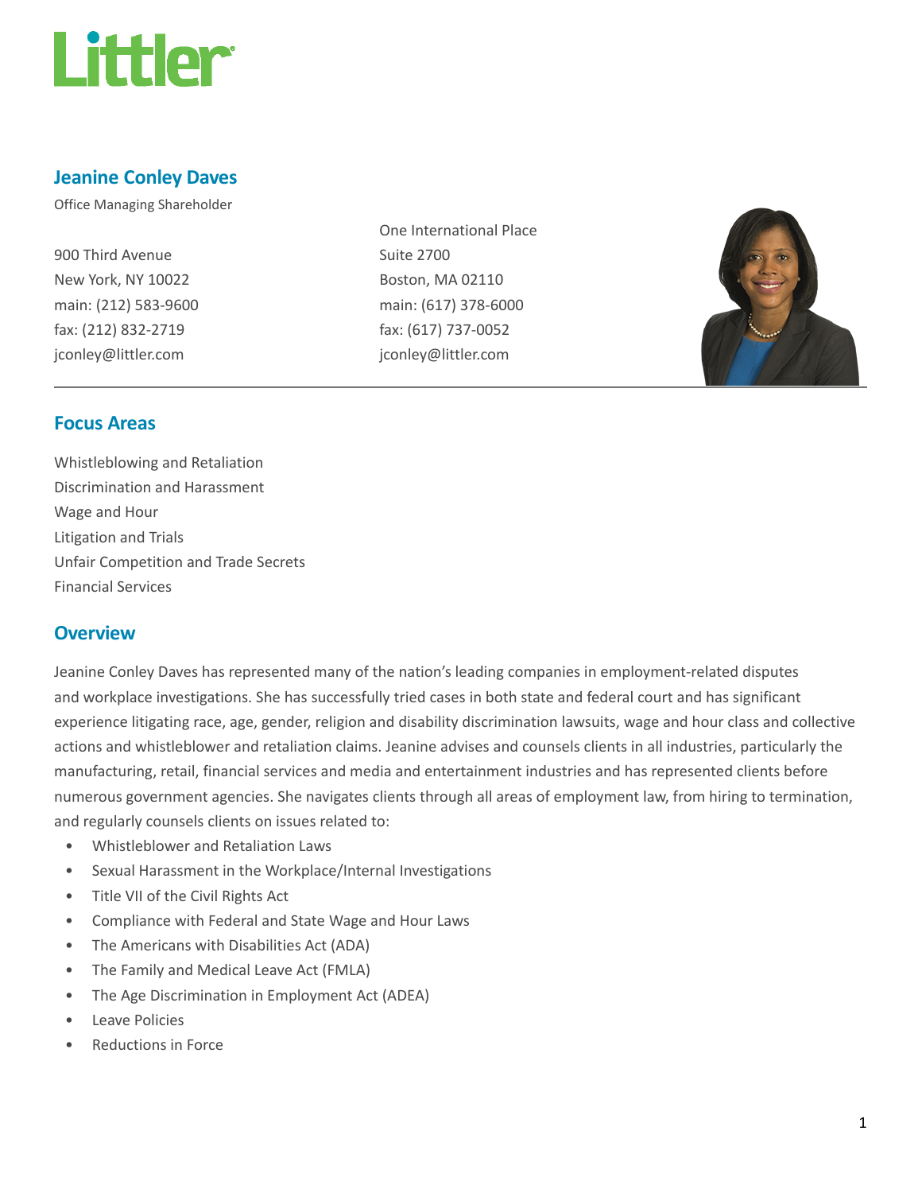# Jeanine Conley Daves

Office Managing Shareholder

900 Third Avenue
New York, NY 10022
main: (212) 583-9600
fax: (212) 832-2719
jconley@littler.com

One International Place
Suite 2700
Boston, MA 02110
main: (617) 378-6000
fax: (617) 737-0052
jconley@littler.com

## Focus Areas

Whistleblowing and Retaliation
Discrimination and Harassment
Wage and Hour
Litigation and Trials
Unfair Competition and Trade Secrets
Financial Services

## Overview

Jeanine Conley Daves has represented many of the nation's leading companies in employment-related disputes and workplace investigations. She has successfully tried cases in both state and federal court and has significant experience litigating race, age, gender, religion and disability discrimination lawsuits, wage and hour class and collective actions and whistleblower and retaliation claims. Jeanine advises and counsels clients in all industries, particularly the manufacturing, retail, financial services and media and entertainment industries and has represented clients before numerous government agencies. She navigates clients through all areas of employment law, from hiring to termination, and regularly counsels clients on issues related to:

- Whistleblower and Retaliation Laws
- Sexual Harassment in the Workplace/Internal Investigations
- Title VII of the Civil Rights Act
- Compliance with Federal and State Wage and Hour Laws
- The Americans with Disabilities Act (ADA)
- The Family and Medical Leave Act (FMLA)
- The Age Discrimination in Employment Act (ADEA)
- Leave Policies
- Reductions in Force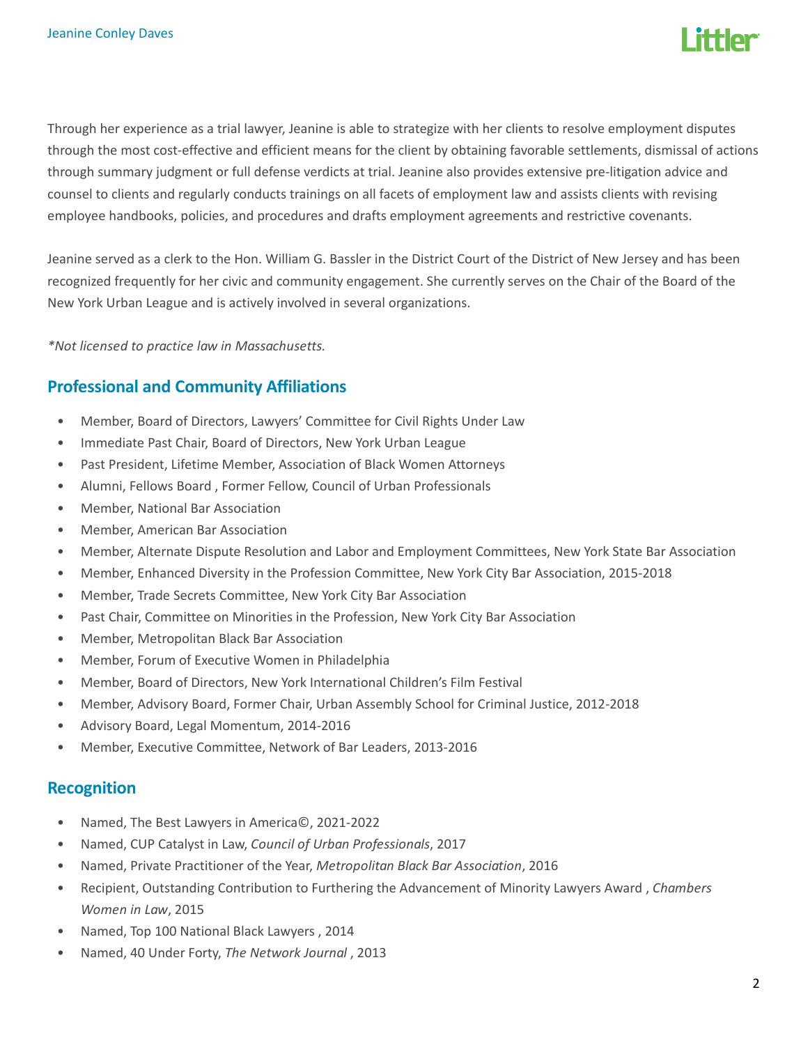Through her experience as a trial lawyer, Jeanine is able to strategize with her clients to resolve employment disputes through the most cost-effective and efficient means for the client by obtaining favorable settlements, dismissal of actions through summary judgment or full defense verdicts at trial. Jeanine also provides extensive pre-litigation advice and counsel to clients and regularly conducts trainings on all facets of employment law and assists clients with revising employee handbooks, policies, and procedures and drafts employment agreements and restrictive covenants.

Jeanine served as a clerk to the Hon. William G. Bassler in the District Court of the District of New Jersey and has been recognized frequently for her civic and community engagement. She currently serves on the Chair of the Board of the New York Urban League and is actively involved in several organizations.

*\*Not licensed to practice law in Massachusetts.*

## Professional and Community Affiliations

- Member, Board of Directors, Lawyers' Committee for Civil Rights Under Law
- Immediate Past Chair, Board of Directors, New York Urban League
- Past President, Lifetime Member, Association of Black Women Attorneys
- Alumni, Fellows Board , Former Fellow, Council of Urban Professionals
- Member, National Bar Association
- Member, American Bar Association
- Member, Alternate Dispute Resolution and Labor and Employment Committees, New York State Bar Association
- Member, Enhanced Diversity in the Profession Committee, New York City Bar Association, 2015-2018
- Member, Trade Secrets Committee, New York City Bar Association
- Past Chair, Committee on Minorities in the Profession, New York City Bar Association
- Member, Metropolitan Black Bar Association
- Member, Forum of Executive Women in Philadelphia
- Member, Board of Directors, New York International Children's Film Festival
- Member, Advisory Board, Former Chair, Urban Assembly School for Criminal Justice, 2012-2018
- Advisory Board, Legal Momentum, 2014-2016
- Member, Executive Committee, Network of Bar Leaders, 2013-2016

## Recognition

- Named, The Best Lawyers in America©, 2021-2022
- Named, CUP Catalyst in Law, *Council of Urban Professionals*, 2017
- Named, Private Practitioner of the Year, *Metropolitan Black Bar Association*, 2016
- Recipient, Outstanding Contribution to Furthering the Advancement of Minority Lawyers Award , *Chambers Women in Law*, 2015
- Named, Top 100 National Black Lawyers , 2014
- Named, 40 Under Forty, *The Network Journal* , 2013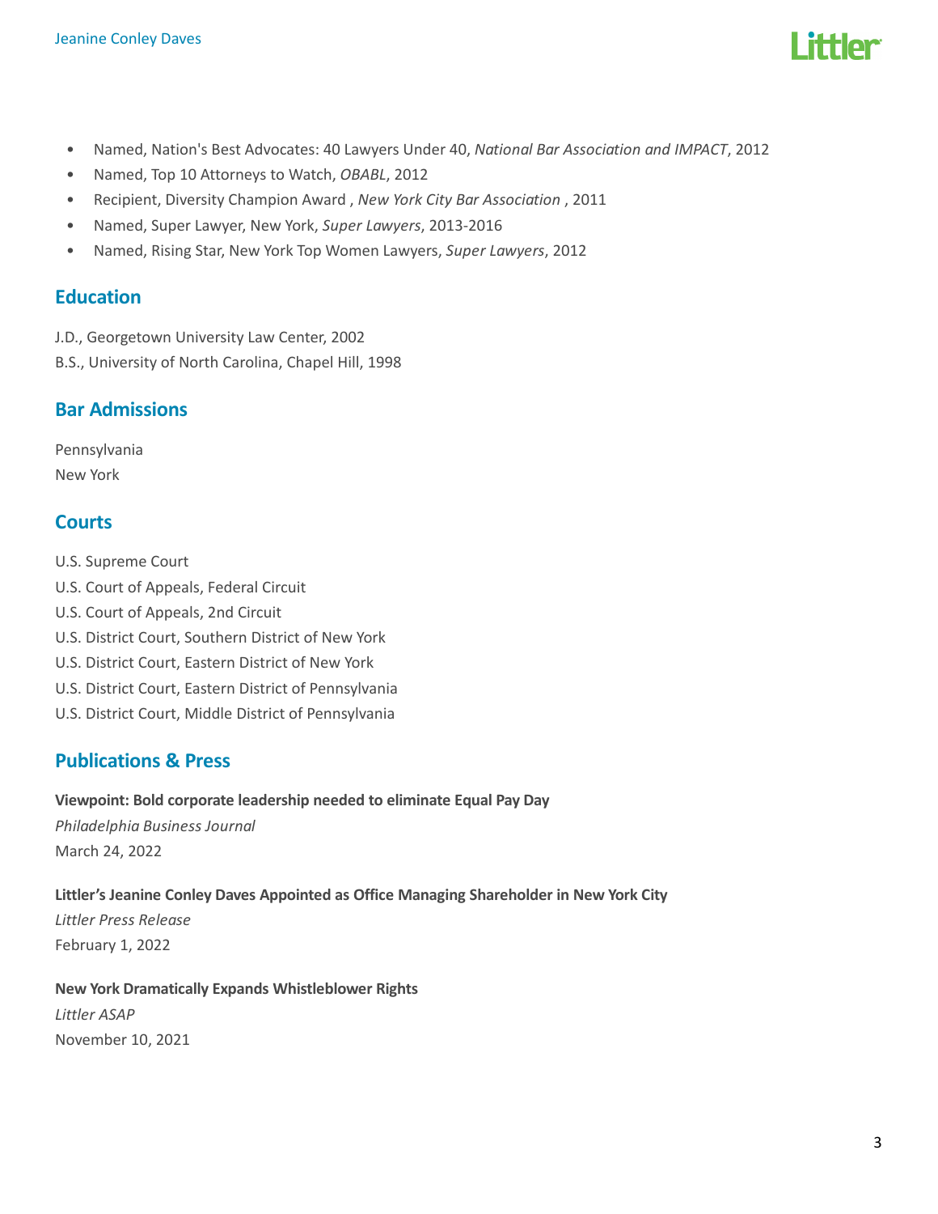- Named, Nation's Best Advocates: 40 Lawyers Under 40, *National Bar Association and IMPACT*, 2012
- Named, Top 10 Attorneys to Watch, *OBABL*, 2012
- Recipient, Diversity Champion Award , *New York City Bar Association* , 2011
- Named, Super Lawyer, New York, *Super Lawyers*, 2013-2016
- Named, Rising Star, New York Top Women Lawyers, *Super Lawyers*, 2012

## Education

J.D., Georgetown University Law Center, 2002
B.S., University of North Carolina, Chapel Hill, 1998

## Bar Admissions

Pennsylvania
New York

## Courts

U.S. Supreme Court
U.S. Court of Appeals, Federal Circuit
U.S. Court of Appeals, 2nd Circuit
U.S. District Court, Southern District of New York
U.S. District Court, Eastern District of New York
U.S. District Court, Eastern District of Pennsylvania
U.S. District Court, Middle District of Pennsylvania

## Publications & Press

**Viewpoint: Bold corporate leadership needed to eliminate Equal Pay Day**
*Philadelphia Business Journal*
March 24, 2022

**Littler's Jeanine Conley Daves Appointed as Office Managing Shareholder in New York City**
*Littler Press Release*
February 1, 2022

**New York Dramatically Expands Whistleblower Rights**
*Littler ASAP*
November 10, 2021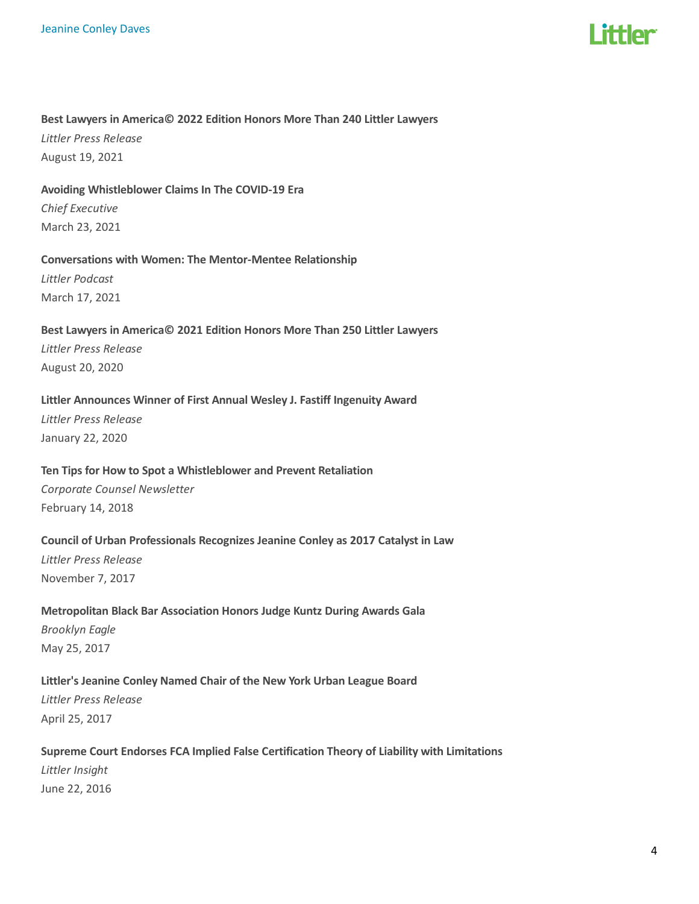**Best Lawyers in America© 2022 Edition Honors More Than 240 Littler Lawyers**
*Littler Press Release*
August 19, 2021

**Avoiding Whistleblower Claims In The COVID-19 Era**
*Chief Executive*
March 23, 2021

**Conversations with Women: The Mentor-Mentee Relationship**
*Littler Podcast*
March 17, 2021

**Best Lawyers in America© 2021 Edition Honors More Than 250 Littler Lawyers**
*Littler Press Release*
August 20, 2020

**Littler Announces Winner of First Annual Wesley J. Fastiff Ingenuity Award**
*Littler Press Release*
January 22, 2020

**Ten Tips for How to Spot a Whistleblower and Prevent Retaliation**
*Corporate Counsel Newsletter*
February 14, 2018

**Council of Urban Professionals Recognizes Jeanine Conley as 2017 Catalyst in Law**
*Littler Press Release*
November 7, 2017

**Metropolitan Black Bar Association Honors Judge Kuntz During Awards Gala**
*Brooklyn Eagle*
May 25, 2017

**Littler's Jeanine Conley Named Chair of the New York Urban League Board**
*Littler Press Release*
April 25, 2017

**Supreme Court Endorses FCA Implied False Certification Theory of Liability with Limitations**
*Littler Insight*
June 22, 2016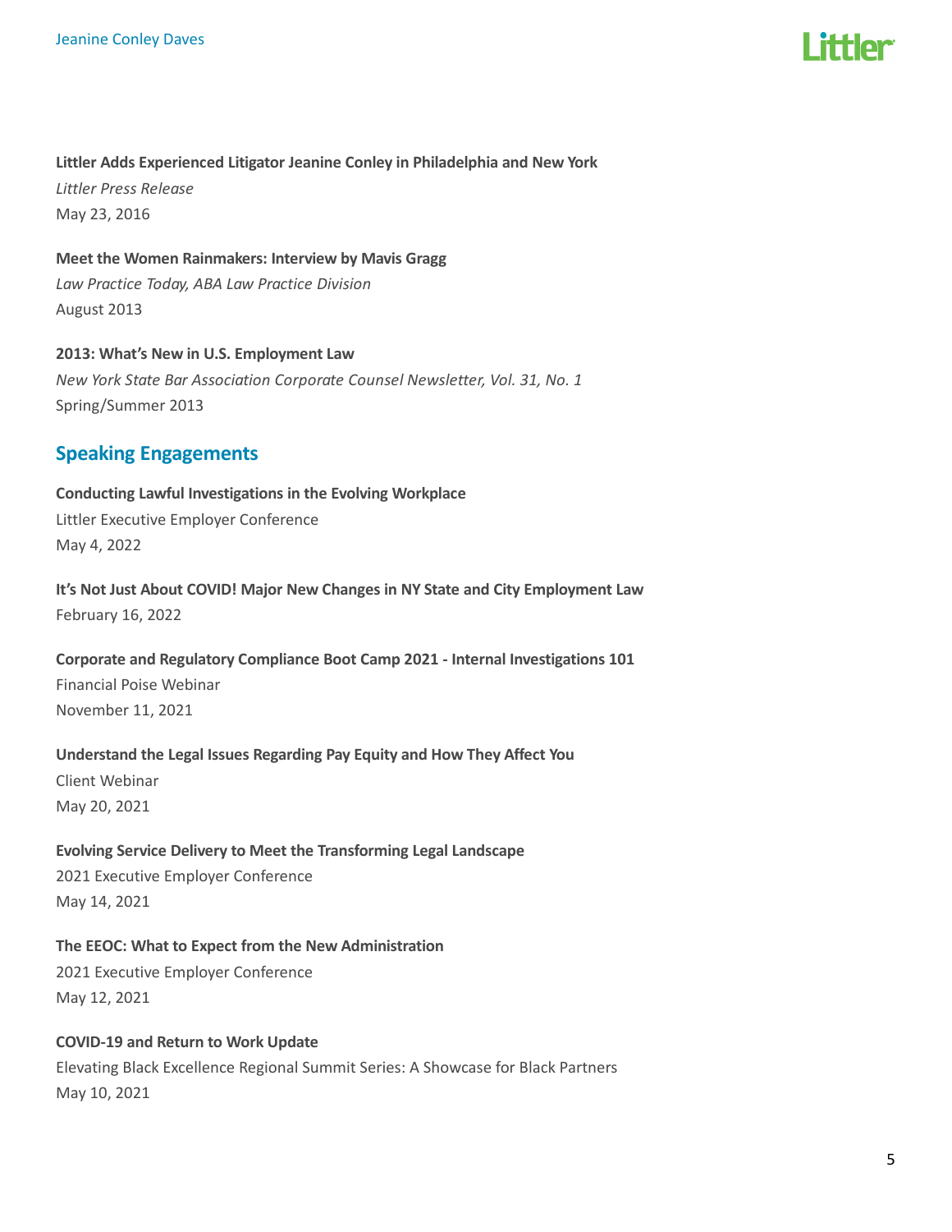**Littler Adds Experienced Litigator Jeanine Conley in Philadelphia and New York**

*Littler Press Release*

May 23, 2016

**Meet the Women Rainmakers: Interview by Mavis Gragg**

*Law Practice Today, ABA Law Practice Division*

August 2013

**2013: What's New in U.S. Employment Law**

*New York State Bar Association Corporate Counsel Newsletter, Vol. 31, No. 1*

Spring/Summer 2013

## Speaking Engagements

**Conducting Lawful Investigations in the Evolving Workplace**

Littler Executive Employer Conference

May 4, 2022

**It's Not Just About COVID! Major New Changes in NY State and City Employment Law**

February 16, 2022

**Corporate and Regulatory Compliance Boot Camp 2021 - Internal Investigations 101**

Financial Poise Webinar

November 11, 2021

**Understand the Legal Issues Regarding Pay Equity and How They Affect You**

Client Webinar

May 20, 2021

**Evolving Service Delivery to Meet the Transforming Legal Landscape**

2021 Executive Employer Conference

May 14, 2021

**The EEOC: What to Expect from the New Administration**

2021 Executive Employer Conference

May 12, 2021

**COVID-19 and Return to Work Update**

Elevating Black Excellence Regional Summit Series: A Showcase for Black Partners

May 10, 2021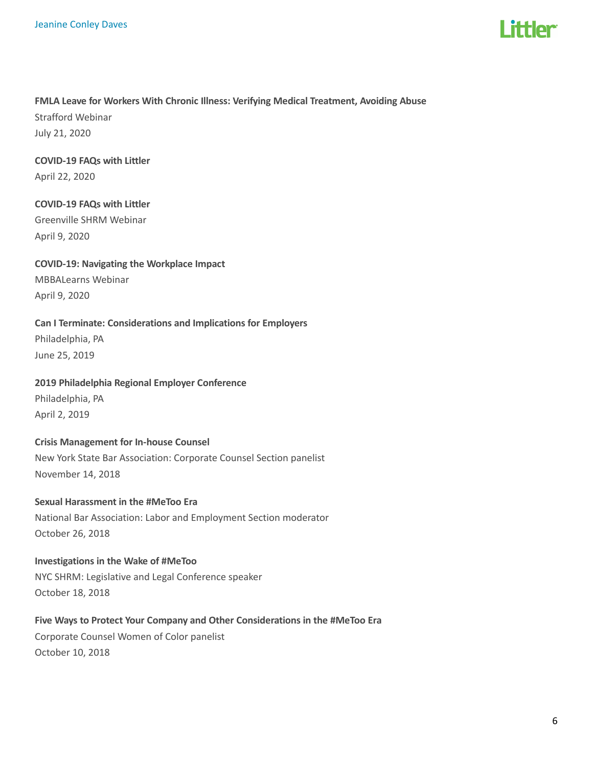**FMLA Leave for Workers With Chronic Illness: Verifying Medical Treatment, Avoiding Abuse**
Strafford Webinar
July 21, 2020

**COVID-19 FAQs with Littler**
April 22, 2020

**COVID-19 FAQs with Littler**
Greenville SHRM Webinar
April 9, 2020

**COVID-19: Navigating the Workplace Impact**
MBBALearns Webinar
April 9, 2020

**Can I Terminate: Considerations and Implications for Employers**
Philadelphia, PA
June 25, 2019

**2019 Philadelphia Regional Employer Conference**
Philadelphia, PA
April 2, 2019

**Crisis Management for In-house Counsel**
New York State Bar Association: Corporate Counsel Section panelist
November 14, 2018

**Sexual Harassment in the #MeToo Era**
National Bar Association: Labor and Employment Section moderator
October 26, 2018

**Investigations in the Wake of #MeToo**
NYC SHRM: Legislative and Legal Conference speaker
October 18, 2018

**Five Ways to Protect Your Company and Other Considerations in the #MeToo Era**
Corporate Counsel Women of Color panelist
October 10, 2018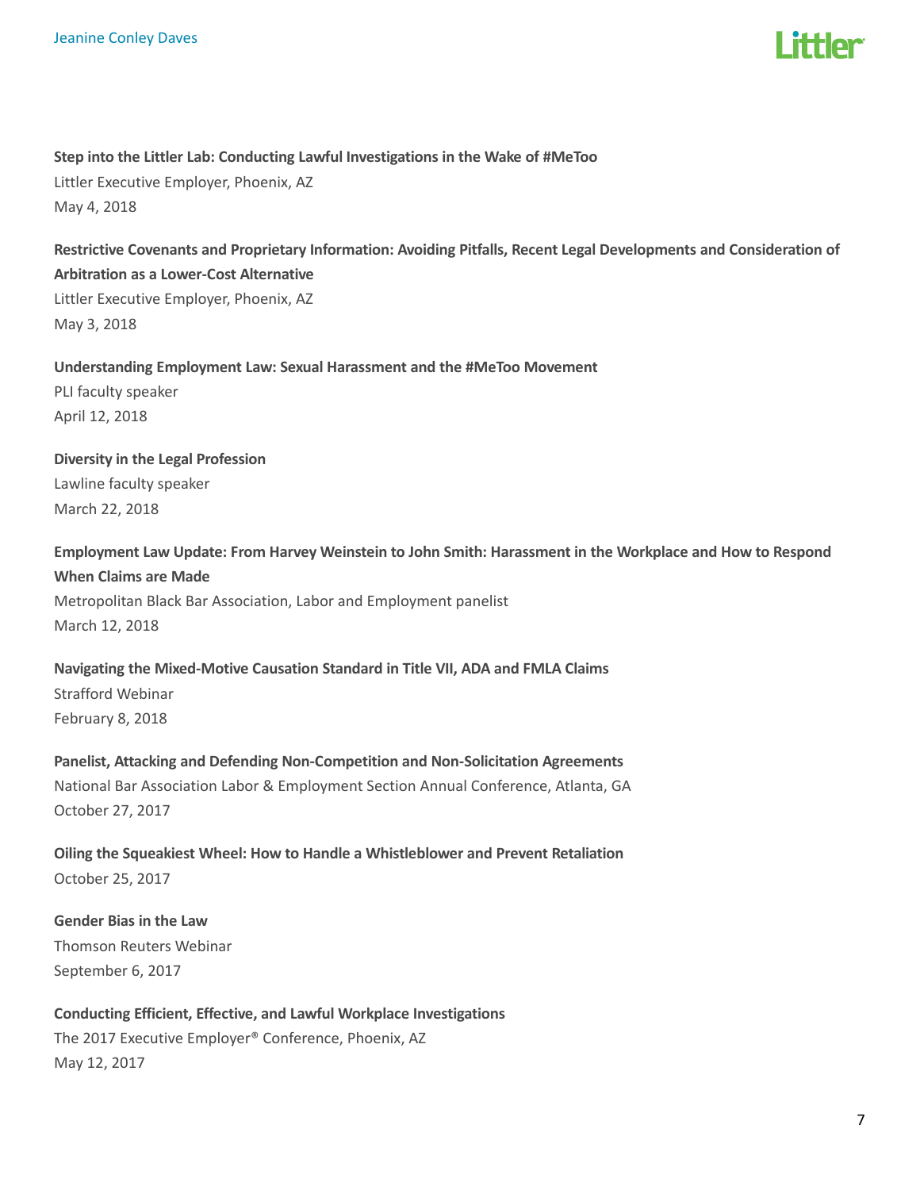**Step into the Littler Lab: Conducting Lawful Investigations in the Wake of #MeToo**
Littler Executive Employer, Phoenix, AZ
May 4, 2018

**Restrictive Covenants and Proprietary Information: Avoiding Pitfalls, Recent Legal Developments and Consideration of Arbitration as a Lower-Cost Alternative**
Littler Executive Employer, Phoenix, AZ
May 3, 2018

**Understanding Employment Law: Sexual Harassment and the #MeToo Movement**
PLI faculty speaker
April 12, 2018

**Diversity in the Legal Profession**
Lawline faculty speaker
March 22, 2018

**Employment Law Update: From Harvey Weinstein to John Smith: Harassment in the Workplace and How to Respond When Claims are Made**
Metropolitan Black Bar Association, Labor and Employment panelist
March 12, 2018

**Navigating the Mixed-Motive Causation Standard in Title VII, ADA and FMLA Claims**
Strafford Webinar
February 8, 2018

**Panelist, Attacking and Defending Non-Competition and Non-Solicitation Agreements**
National Bar Association Labor & Employment Section Annual Conference, Atlanta, GA
October 27, 2017

**Oiling the Squeakiest Wheel: How to Handle a Whistleblower and Prevent Retaliation**
October 25, 2017

**Gender Bias in the Law**
Thomson Reuters Webinar
September 6, 2017

**Conducting Efficient, Effective, and Lawful Workplace Investigations**
The 2017 Executive Employer® Conference, Phoenix, AZ
May 12, 2017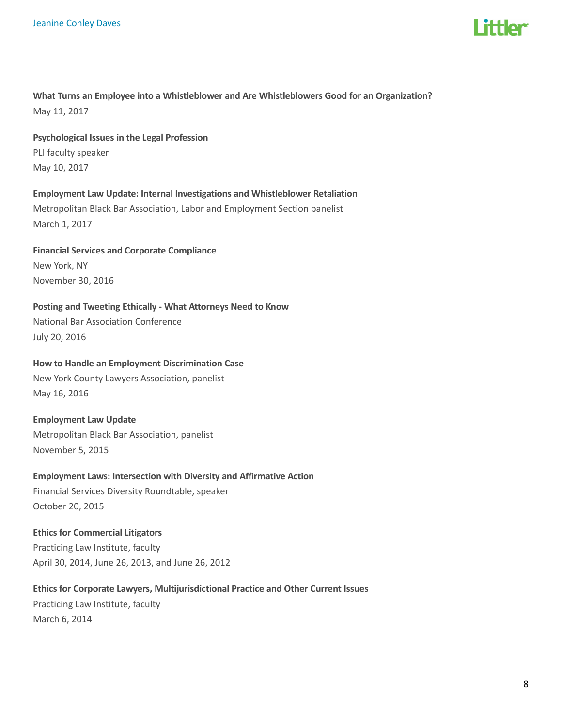**What Turns an Employee into a Whistleblower and Are Whistleblowers Good for an Organization?**
May 11, 2017

**Psychological Issues in the Legal Profession**
PLI faculty speaker
May 10, 2017

**Employment Law Update: Internal Investigations and Whistleblower Retaliation**
Metropolitan Black Bar Association, Labor and Employment Section panelist
March 1, 2017

**Financial Services and Corporate Compliance**
New York, NY
November 30, 2016

**Posting and Tweeting Ethically - What Attorneys Need to Know**
National Bar Association Conference
July 20, 2016

**How to Handle an Employment Discrimination Case**
New York County Lawyers Association, panelist
May 16, 2016

**Employment Law Update**
Metropolitan Black Bar Association, panelist
November 5, 2015

**Employment Laws: Intersection with Diversity and Affirmative Action**
Financial Services Diversity Roundtable, speaker
October 20, 2015

**Ethics for Commercial Litigators**
Practicing Law Institute, faculty
April 30, 2014, June 26, 2013, and June 26, 2012

**Ethics for Corporate Lawyers, Multijurisdictional Practice and Other Current Issues**
Practicing Law Institute, faculty
March 6, 2014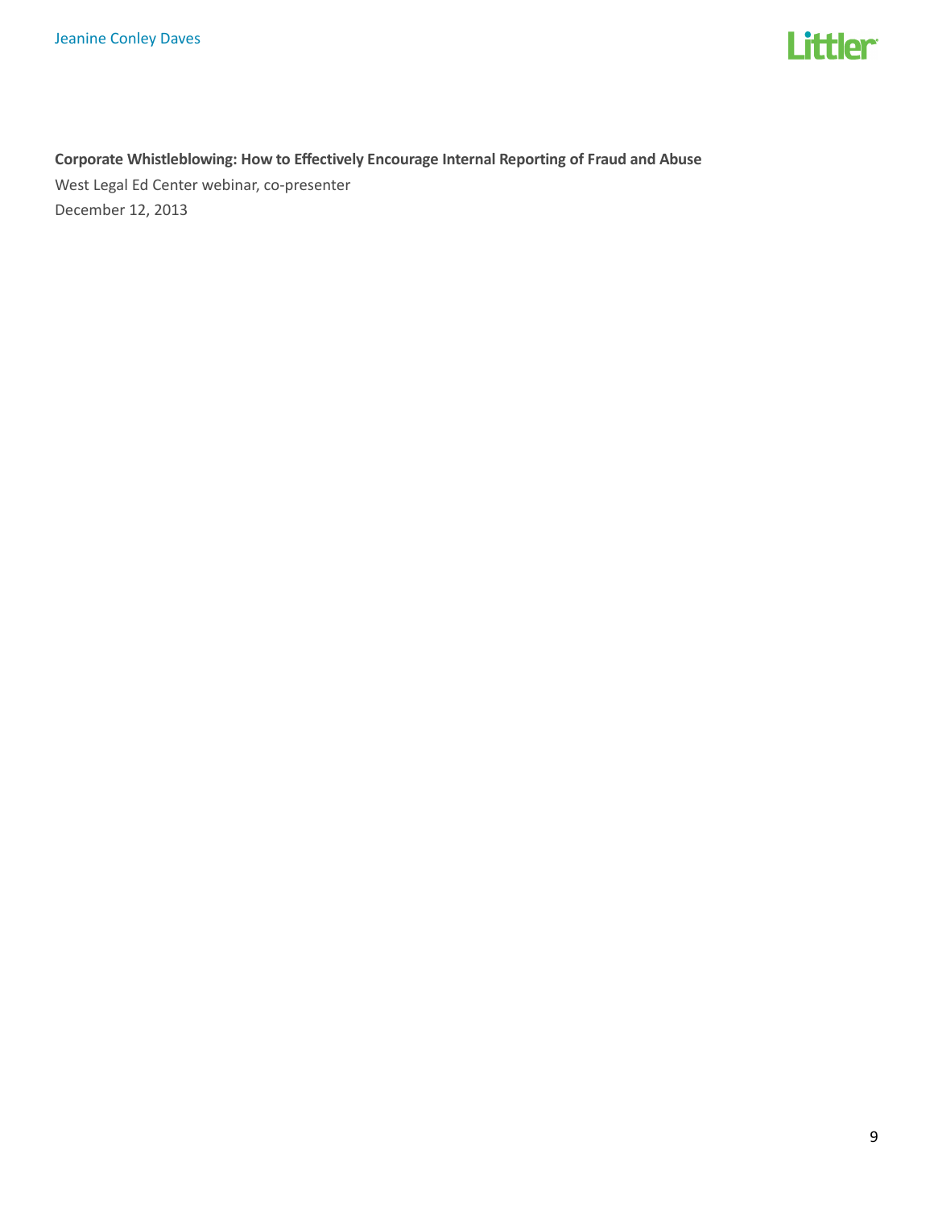**Corporate Whistleblowing: How to Effectively Encourage Internal Reporting of Fraud and Abuse**

West Legal Ed Center webinar, co-presenter

December 12, 2013